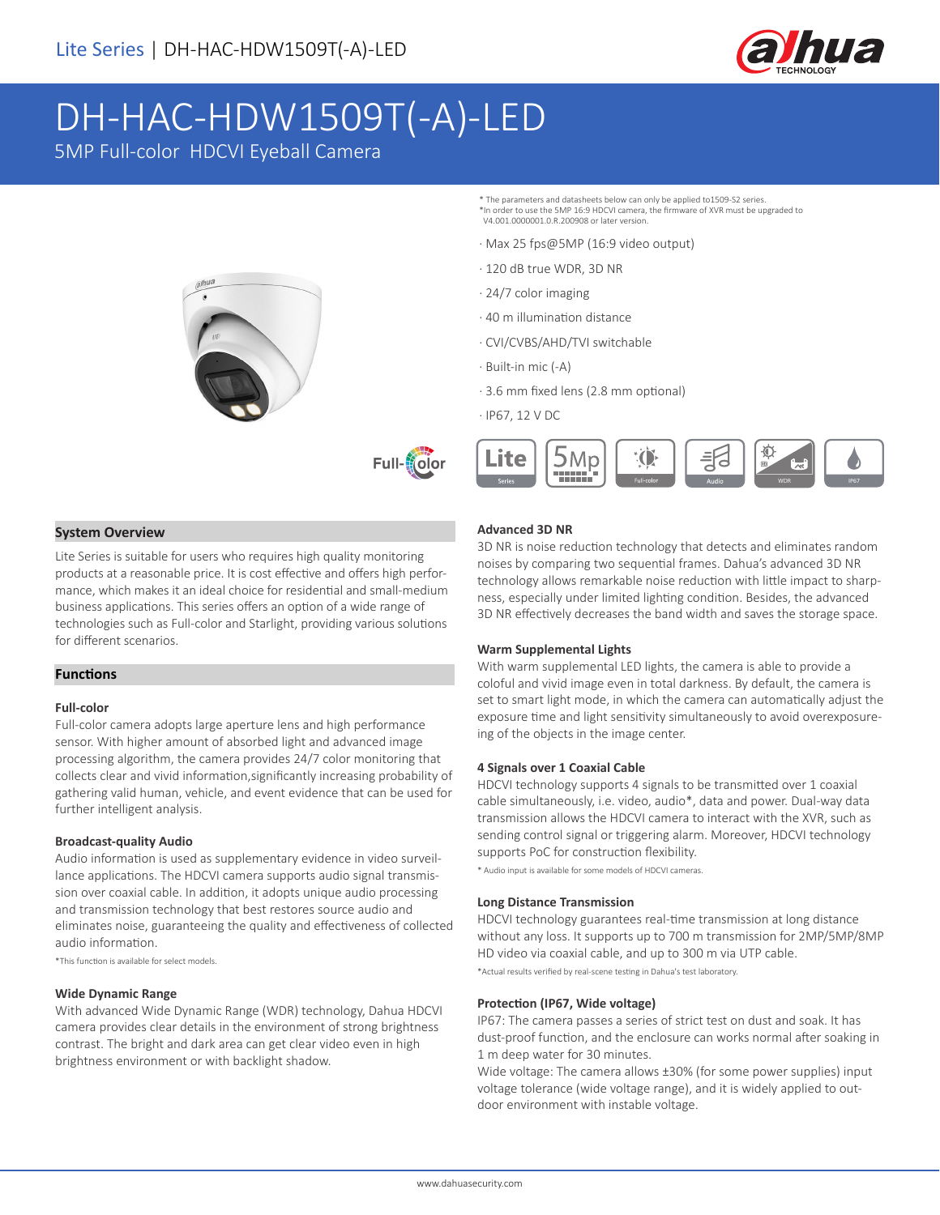# DH-HAC-HDW1509T(-A)-LED

5MP Full-color HDCVI Eyeball Camera

* The parameters and datasheets below can only be applied to1509-S2 series.
*In order to use the 5MP 16:9 HDCVI camera, the firmware of XVR must be upgraded to V4.001.0000001.0.R.200908 or later version.

- Max 25 fps@5MP (16:9 video output)
- 120 dB true WDR, 3D NR
- 24/7 color imaging
- 40 m illumination distance
- CVI/CVBS/AHD/TVI switchable
- Built-in mic (-A)
- 3.6 mm fixed lens (2.8 mm optional)
- IP67, 12 V DC

## System Overview

Lite Series is suitable for users who requires high quality monitoring products at a reasonable price. It is cost effective and offers high performance, which makes it an ideal choice for residential and small-medium business applications. This series offers an option of a wide range of technologies such as Full-color and Starlight, providing various solutions for different scenarios.

## Functions

### Full-color

Full-color camera adopts large aperture lens and high performance sensor. With higher amount of absorbed light and advanced image processing algorithm, the camera provides 24/7 color monitoring that collects clear and vivid information,significantly increasing probability of gathering valid human, vehicle, and event evidence that can be used for further intelligent analysis.

### Broadcast-quality Audio

Audio information is used as supplementary evidence in video surveillance applications. The HDCVI camera supports audio signal transmission over coaxial cable. In addition, it adopts unique audio processing and transmission technology that best restores source audio and eliminates noise, guaranteeing the quality and effectiveness of collected audio information.

*This function is available for select models.

### Wide Dynamic Range

With advanced Wide Dynamic Range (WDR) technology, Dahua HDCVI camera provides clear details in the environment of strong brightness contrast. The bright and dark area can get clear video even in high brightness environment or with backlight shadow.

### Advanced 3D NR

3D NR is noise reduction technology that detects and eliminates random noises by comparing two sequential frames. Dahua's advanced 3D NR technology allows remarkable noise reduction with little impact to sharpness, especially under limited lighting condition. Besides, the advanced 3D NR effectively decreases the band width and saves the storage space.

### Warm Supplemental Lights

With warm supplemental LED lights, the camera is able to provide a coloful and vivid image even in total darkness. By default, the camera is set to smart light mode, in which the camera can automatically adjust the exposure time and light sensitivity simultaneously to avoid overexposureing of the objects in the image center.

### 4 Signals over 1 Coaxial Cable

HDCVI technology supports 4 signals to be transmitted over 1 coaxial cable simultaneously, i.e. video, audio*, data and power. Dual-way data transmission allows the HDCVI camera to interact with the XVR, such as sending control signal or triggering alarm. Moreover, HDCVI technology supports PoC for construction flexibility.

* Audio input is available for some models of HDCVI cameras.

### Long Distance Transmission

HDCVI technology guarantees real-time transmission at long distance without any loss. It supports up to 700 m transmission for 2MP/5MP/8MP HD video via coaxial cable, and up to 300 m via UTP cable.

*Actual results verified by real-scene testing in Dahua's test laboratory.

### Protection (IP67, Wide voltage)

IP67: The camera passes a series of strict test on dust and soak. It has dust-proof function, and the enclosure can works normal after soaking in 1 m deep water for 30 minutes.

Wide voltage: The camera allows ±30% (for some power supplies) input voltage tolerance (wide voltage range), and it is widely applied to outdoor environment with instable voltage.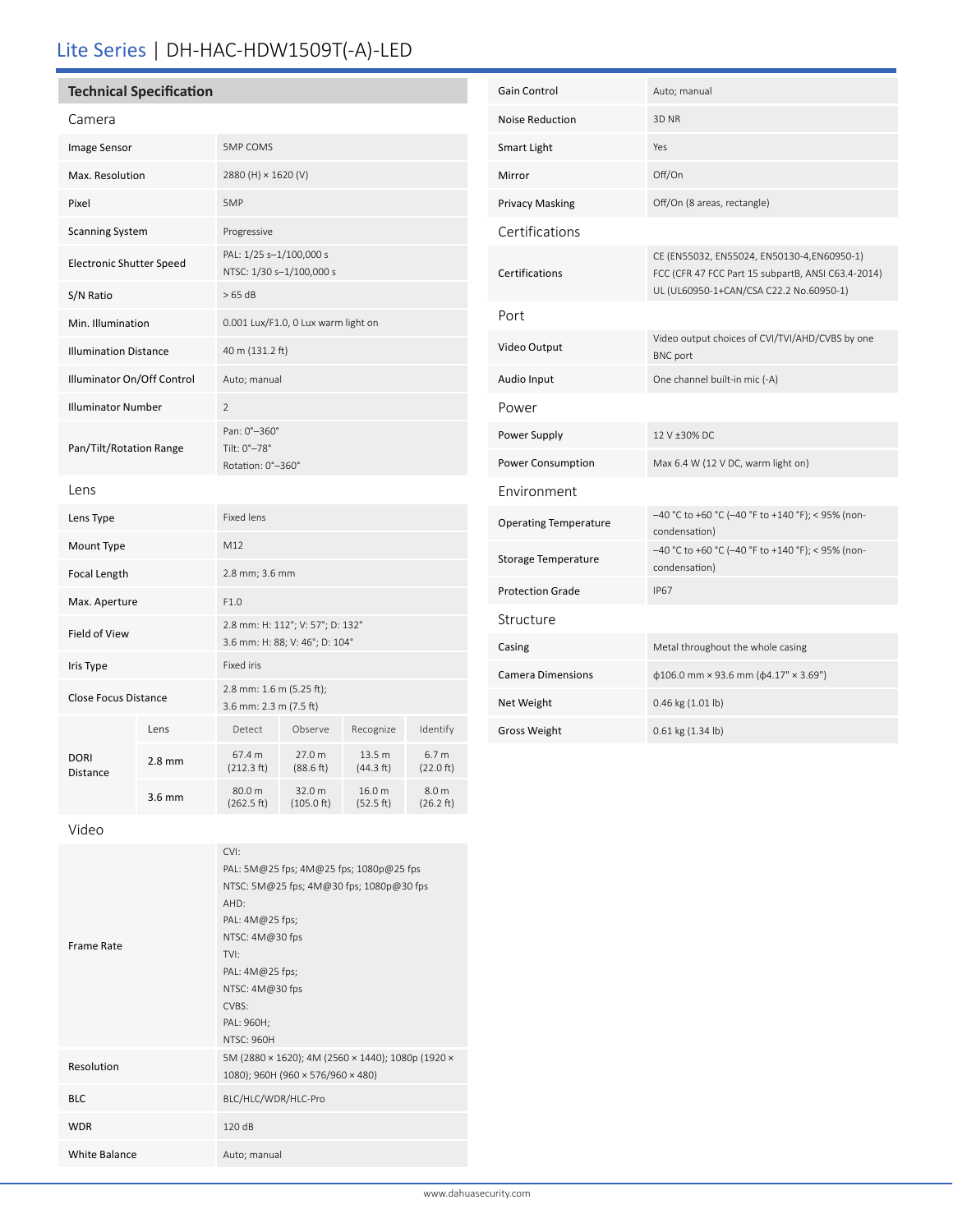# Lite Series | DH-HAC-HDW1509T(-A)-LED

## Technical Specification

### Camera

| | |
|---|---|
| Image Sensor | 5MP COMS |
| Max. Resolution | 2880 (H) × 1620 (V) |
| Pixel | 5MP |
| Scanning System | Progressive |
| Electronic Shutter Speed | PAL: 1/25 s–1/100,000 s<br>NTSC: 1/30 s–1/100,000 s |
| S/N Ratio | > 65 dB |
| Min. Illumination | 0.001 Lux/F1.0, 0 Lux warm light on |
| Illumination Distance | 40 m (131.2 ft) |
| Illuminator On/Off Control | Auto; manual |
| Illuminator Number | 2 |
| Pan/Tilt/Rotation Range | Pan: 0°–360°<br>Tilt: 0°–78°<br>Rotation: 0°–360° |

### Lens

| | |
|---|---|
| Lens Type | Fixed lens |
| Mount Type | M12 |
| Focal Length | 2.8 mm; 3.6 mm |
| Max. Aperture | F1.0 |
| Field of View | 2.8 mm: H: 112°; V: 57°; D: 132°<br>3.6 mm: H: 88; V: 46°; D: 104° |
| Iris Type | Fixed iris |
| Close Focus Distance | 2.8 mm: 1.6 m (5.25 ft);<br>3.6 mm: 2.3 m (7.5 ft) |

| DORI Distance | Lens | Detect | Observe | Recognize | Identify |
|---|---|---|---|---|---|
| | 2.8 mm | 67.4 m (212.3 ft) | 27.0 m (88.6 ft) | 13.5 m (44.3 ft) | 6.7 m (22.0 ft) |
| | 3.6 mm | 80.0 m (262.5 ft) | 32.0 m (105.0 ft) | 16.0 m (52.5 ft) | 8.0 m (26.2 ft) |

### Video

| | |
|---|---|
| Frame Rate | CVI:<br>PAL: 5M@25 fps; 4M@25 fps; 1080p@25 fps<br>NTSC: 5M@25 fps; 4M@30 fps; 1080p@30 fps<br>AHD:<br>PAL: 4M@25 fps;<br>NTSC: 4M@30 fps<br>TVI:<br>PAL: 4M@25 fps;<br>NTSC: 4M@30 fps<br>CVBS:<br>PAL: 960H;<br>NTSC: 960H |
| Resolution | 5M (2880 × 1620); 4M (2560 × 1440); 1080p (1920 × 1080); 960H (960 × 576/960 × 480) |
| BLC | BLC/HLC/WDR/HLC-Pro |
| WDR | 120 dB |
| White Balance | Auto; manual |
| Gain Control | Auto; manual |
| Noise Reduction | 3D NR |
| Smart Light | Yes |
| Mirror | Off/On |
| Privacy Masking | Off/On (8 areas, rectangle) |

### Certifications

| | |
|---|---|
| Certifications | CE (EN55032, EN55024, EN50130-4,EN60950-1)<br>FCC (CFR 47 FCC Part 15 subpartB, ANSI C63.4-2014)<br>UL (UL60950-1+CAN/CSA C22.2 No.60950-1) |

### Port

| | |
|---|---|
| Video Output | Video output choices of CVI/TVI/AHD/CVBS by one BNC port |
| Audio Input | One channel built-in mic (-A) |

### Power

| | |
|---|---|
| Power Supply | 12 V ±30% DC |
| Power Consumption | Max 6.4 W (12 V DC, warm light on) |

### Environment

| | |
|---|---|
| Operating Temperature | –40 °C to +60 °C (–40 °F to +140 °F); < 95% (non-condensation) |
| Storage Temperature | –40 °C to +60 °C (–40 °F to +140 °F); < 95% (non-condensation) |
| Protection Grade | IP67 |

### Structure

| | |
|---|---|
| Casing | Metal throughout the whole casing |
| Camera Dimensions | ϕ106.0 mm × 93.6 mm (ϕ4.17" × 3.69") |
| Net Weight | 0.46 kg (1.01 lb) |
| Gross Weight | 0.61 kg (1.34 lb) |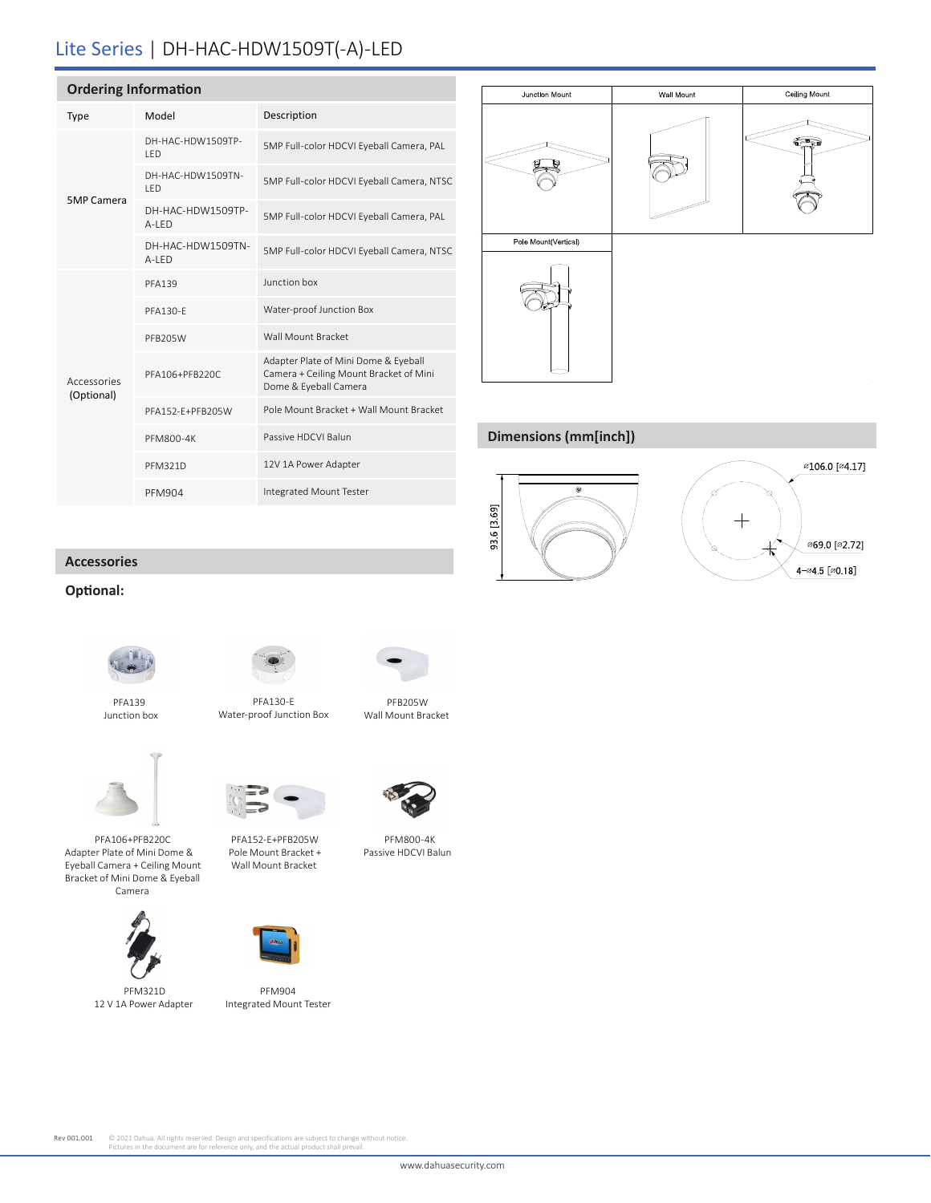# Lite Series | DH-HAC-HDW1509T(-A)-LED

## Ordering Information

| Type | Model | Description |
|---|---|---|
| 5MP Camera | DH-HAC-HDW1509TP-LED | 5MP Full-color HDCVI Eyeball Camera, PAL |
| | DH-HAC-HDW1509TN-LED | 5MP Full-color HDCVI Eyeball Camera, NTSC |
| | DH-HAC-HDW1509TP-A-LED | 5MP Full-color HDCVI Eyeball Camera, PAL |
| | DH-HAC-HDW1509TN-A-LED | 5MP Full-color HDCVI Eyeball Camera, NTSC |
| Accessories (Optional) | PFA139 | Junction box |
| | PFA130-E | Water-proof Junction Box |
| | PFB205W | Wall Mount Bracket |
| | PFA106+PFB220C | Adapter Plate of Mini Dome & Eyeball Camera + Ceiling Mount Bracket of Mini Dome & Eyeball Camera |
| | PFA152-E+PFB205W | Pole Mount Bracket + Wall Mount Bracket |
| | PFM800-4K | Passive HDCVI Balun |
| | PFM321D | 12V 1A Power Adapter |
| | PFM904 | Integrated Mount Tester |

Junction Mount

Wall Mount

Ceiling Mount

Pole Mount(Vertical)

## Dimensions (mm[inch])

93.6 [3.69]

⌀106.0 [⌀4.17]

⌀69.0 [⌀2.72]

4–⌀4.5 [⌀0.18]

## Accessories

**Optional:**

PFA139
Junction box

PFA130-E
Water-proof Junction Box

PFB205W
Wall Mount Bracket

PFA106+PFB220C
Adapter Plate of Mini Dome & Eyeball Camera + Ceiling Mount Bracket of Mini Dome & Eyeball Camera

PFA152-E+PFB205W
Pole Mount Bracket + Wall Mount Bracket

PFM800-4K
Passive HDCVI Balun

PFM321D
12 V 1A Power Adapter

PFM904
Integrated Mount Tester

Rev 001.001 © 2021 Dahua. All rights reserved. Design and specifications are subject to change without notice.
Pictures in the document are for reference only, and the actual product shall prevail.

www.dahuasecurity.com